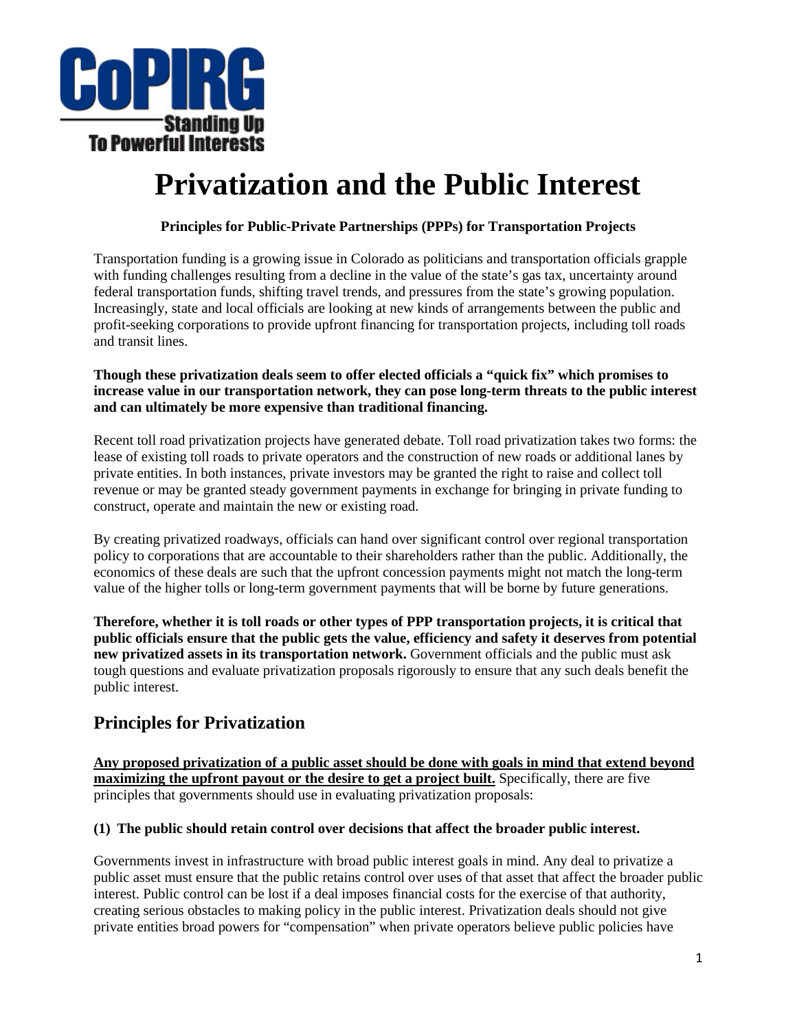CoPIRG

Standing Up To Powerful Interests

# Privatization and the Public Interest

**Principles for Public-Private Partnerships (PPPs) for Transportation Projects**

Transportation funding is a growing issue in Colorado as politicians and transportation officials grapple with funding challenges resulting from a decline in the value of the state's gas tax, uncertainty around federal transportation funds, shifting travel trends, and pressures from the state's growing population. Increasingly, state and local officials are looking at new kinds of arrangements between the public and profit-seeking corporations to provide upfront financing for transportation projects, including toll roads and transit lines.

**Though these privatization deals seem to offer elected officials a "quick fix" which promises to increase value in our transportation network, they can pose long-term threats to the public interest and can ultimately be more expensive than traditional financing.**

Recent toll road privatization projects have generated debate. Toll road privatization takes two forms: the lease of existing toll roads to private operators and the construction of new roads or additional lanes by private entities. In both instances, private investors may be granted the right to raise and collect toll revenue or may be granted steady government payments in exchange for bringing in private funding to construct, operate and maintain the new or existing road.

By creating privatized roadways, officials can hand over significant control over regional transportation policy to corporations that are accountable to their shareholders rather than the public. Additionally, the economics of these deals are such that the upfront concession payments might not match the long-term value of the higher tolls or long-term government payments that will be borne by future generations.

**Therefore, whether it is toll roads or other types of PPP transportation projects, it is critical that public officials ensure that the public gets the value, efficiency and safety it deserves from potential new privatized assets in its transportation network.** Government officials and the public must ask tough questions and evaluate privatization proposals rigorously to ensure that any such deals benefit the public interest.

## Principles for Privatization

**Any proposed privatization of a public asset should be done with goals in mind that extend beyond maximizing the upfront payout or the desire to get a project built.** Specifically, there are five principles that governments should use in evaluating privatization proposals:

**(1) The public should retain control over decisions that affect the broader public interest.**

Governments invest in infrastructure with broad public interest goals in mind. Any deal to privatize a public asset must ensure that the public retains control over uses of that asset that affect the broader public interest. Public control can be lost if a deal imposes financial costs for the exercise of that authority, creating serious obstacles to making policy in the public interest. Privatization deals should not give private entities broad powers for "compensation" when private operators believe public policies have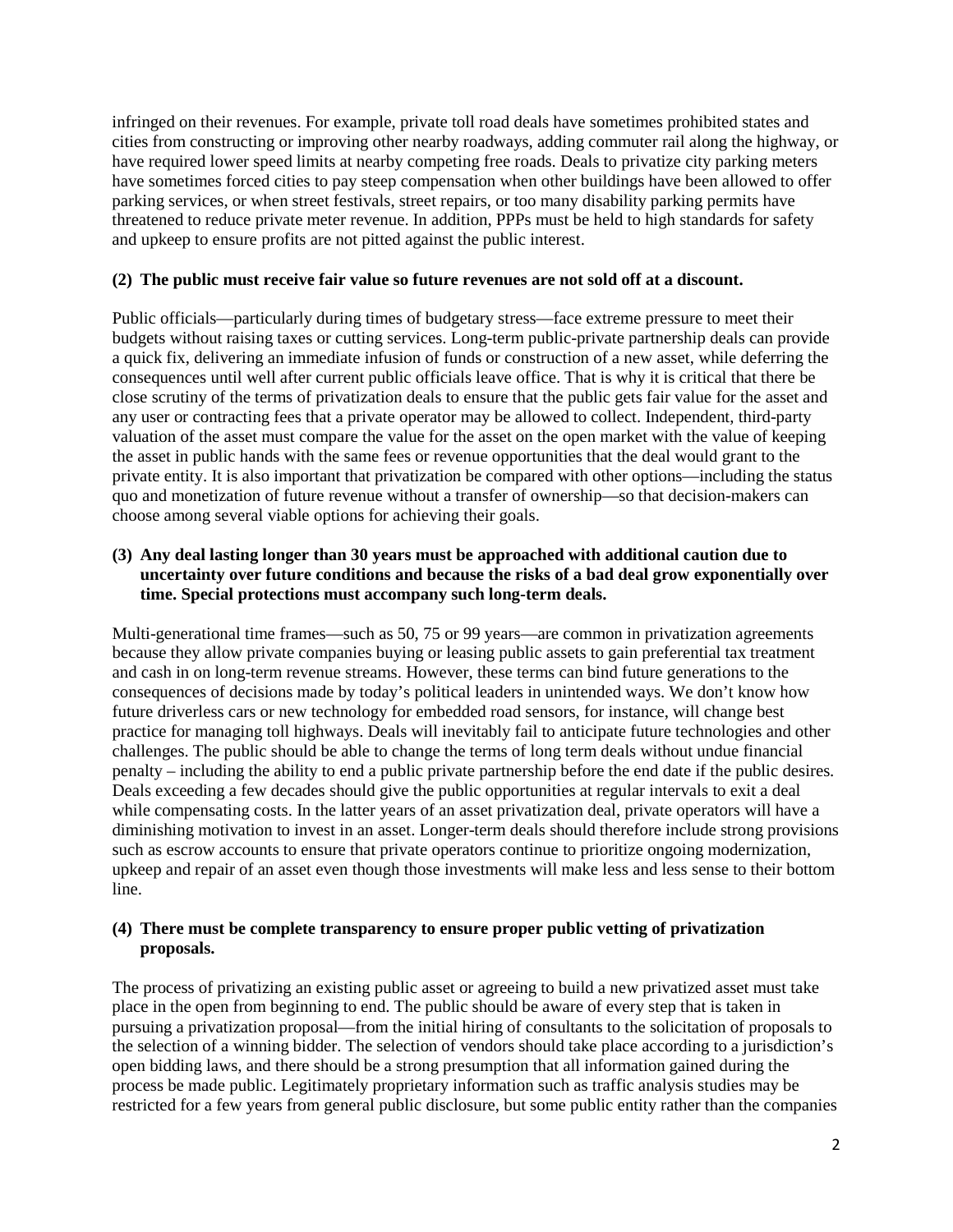infringed on their revenues. For example, private toll road deals have sometimes prohibited states and cities from constructing or improving other nearby roadways, adding commuter rail along the highway, or have required lower speed limits at nearby competing free roads. Deals to privatize city parking meters have sometimes forced cities to pay steep compensation when other buildings have been allowed to offer parking services, or when street festivals, street repairs, or too many disability parking permits have threatened to reduce private meter revenue. In addition, PPPs must be held to high standards for safety and upkeep to ensure profits are not pitted against the public interest.

**(2) The public must receive fair value so future revenues are not sold off at a discount.**

Public officials—particularly during times of budgetary stress—face extreme pressure to meet their budgets without raising taxes or cutting services. Long-term public-private partnership deals can provide a quick fix, delivering an immediate infusion of funds or construction of a new asset, while deferring the consequences until well after current public officials leave office. That is why it is critical that there be close scrutiny of the terms of privatization deals to ensure that the public gets fair value for the asset and any user or contracting fees that a private operator may be allowed to collect. Independent, third-party valuation of the asset must compare the value for the asset on the open market with the value of keeping the asset in public hands with the same fees or revenue opportunities that the deal would grant to the private entity. It is also important that privatization be compared with other options—including the status quo and monetization of future revenue without a transfer of ownership—so that decision-makers can choose among several viable options for achieving their goals.

**(3) Any deal lasting longer than 30 years must be approached with additional caution due to uncertainty over future conditions and because the risks of a bad deal grow exponentially over time. Special protections must accompany such long-term deals.**

Multi-generational time frames—such as 50, 75 or 99 years—are common in privatization agreements because they allow private companies buying or leasing public assets to gain preferential tax treatment and cash in on long-term revenue streams. However, these terms can bind future generations to the consequences of decisions made by today's political leaders in unintended ways. We don't know how future driverless cars or new technology for embedded road sensors, for instance, will change best practice for managing toll highways. Deals will inevitably fail to anticipate future technologies and other challenges. The public should be able to change the terms of long term deals without undue financial penalty – including the ability to end a public private partnership before the end date if the public desires. Deals exceeding a few decades should give the public opportunities at regular intervals to exit a deal while compensating costs. In the latter years of an asset privatization deal, private operators will have a diminishing motivation to invest in an asset. Longer-term deals should therefore include strong provisions such as escrow accounts to ensure that private operators continue to prioritize ongoing modernization, upkeep and repair of an asset even though those investments will make less and less sense to their bottom line.

**(4) There must be complete transparency to ensure proper public vetting of privatization proposals.**

The process of privatizing an existing public asset or agreeing to build a new privatized asset must take place in the open from beginning to end. The public should be aware of every step that is taken in pursuing a privatization proposal—from the initial hiring of consultants to the solicitation of proposals to the selection of a winning bidder. The selection of vendors should take place according to a jurisdiction's open bidding laws, and there should be a strong presumption that all information gained during the process be made public. Legitimately proprietary information such as traffic analysis studies may be restricted for a few years from general public disclosure, but some public entity rather than the companies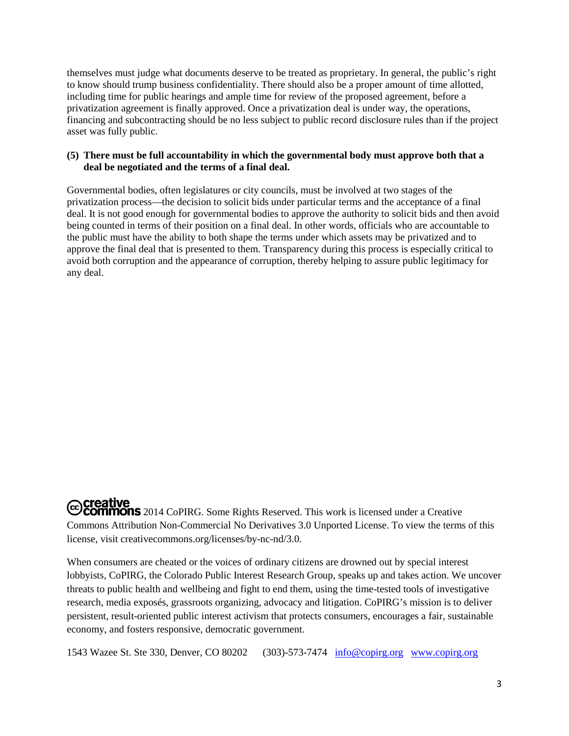themselves must judge what documents deserve to be treated as proprietary. In general, the public's right to know should trump business confidentiality. There should also be a proper amount of time allotted, including time for public hearings and ample time for review of the proposed agreement, before a privatization agreement is finally approved. Once a privatization deal is under way, the operations, financing and subcontracting should be no less subject to public record disclosure rules than if the project asset was fully public.

**(5) There must be full accountability in which the governmental body must approve both that a deal be negotiated and the terms of a final deal.**

Governmental bodies, often legislatures or city councils, must be involved at two stages of the privatization process—the decision to solicit bids under particular terms and the acceptance of a final deal. It is not good enough for governmental bodies to approve the authority to solicit bids and then avoid being counted in terms of their position on a final deal. In other words, officials who are accountable to the public must have the ability to both shape the terms under which assets may be privatized and to approve the final deal that is presented to them. Transparency during this process is especially critical to avoid both corruption and the appearance of corruption, thereby helping to assure public legitimacy for any deal.

creative commons 2014 CoPIRG. Some Rights Reserved. This work is licensed under a Creative Commons Attribution Non-Commercial No Derivatives 3.0 Unported License. To view the terms of this license, visit creativecommons.org/licenses/by-nc-nd/3.0.

When consumers are cheated or the voices of ordinary citizens are drowned out by special interest lobbyists, CoPIRG, the Colorado Public Interest Research Group, speaks up and takes action. We uncover threats to public health and wellbeing and fight to end them, using the time-tested tools of investigative research, media exposés, grassroots organizing, advocacy and litigation. CoPIRG's mission is to deliver persistent, result-oriented public interest activism that protects consumers, encourages a fair, sustainable economy, and fosters responsive, democratic government.

1543 Wazee St. Ste 330, Denver, CO 80202 (303)-573-7474 info@copirg.org www.copirg.org